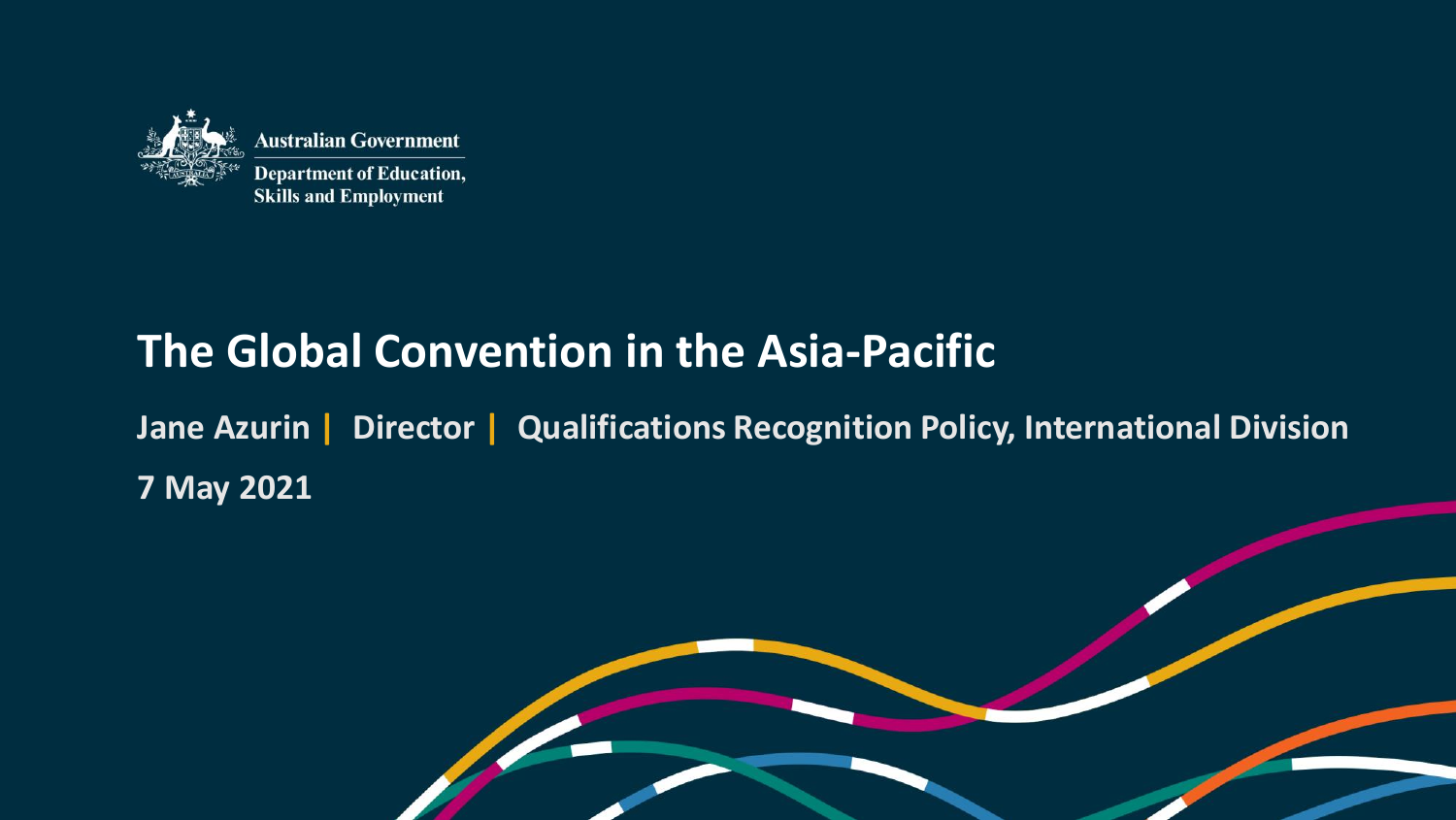Australian Government

Department of Education, Skills and Employment

# The Global Convention in the Asia-Pacific

**Jane Azurin | Director | Qualifications Recognition Policy, International Division**

**7 May 2021**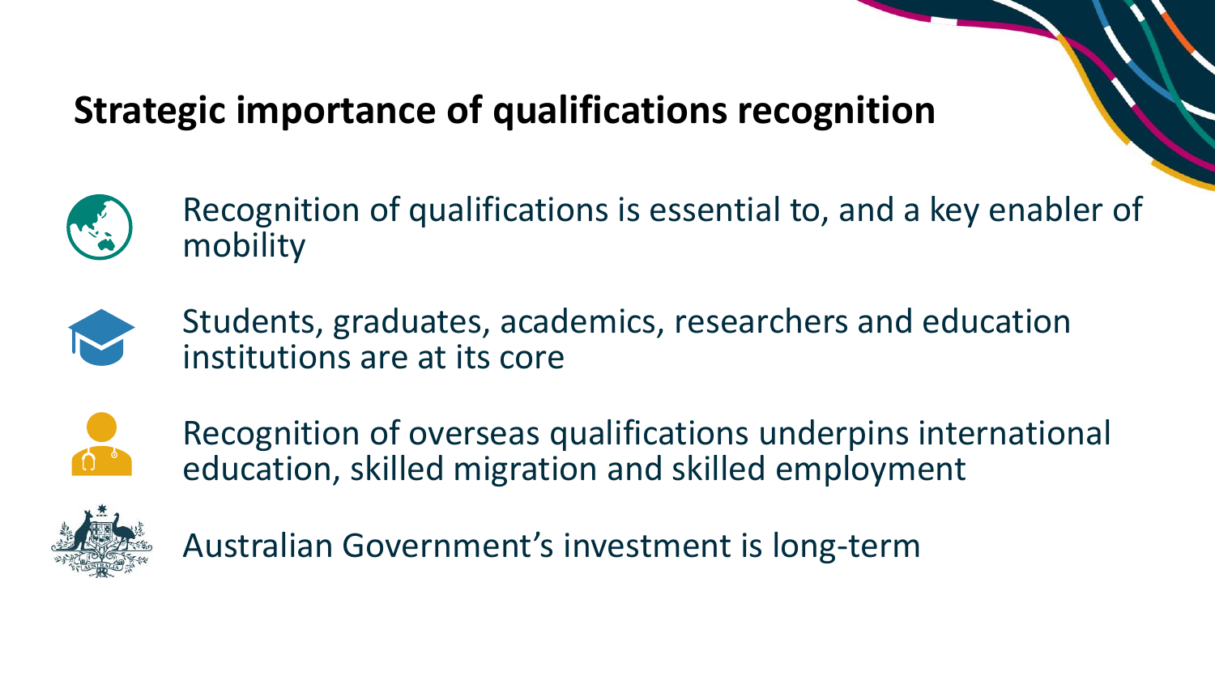## Strategic importance of qualifications recognition

- Recognition of qualifications is essential to, and a key enabler of mobility
- Students, graduates, academics, researchers and education institutions are at its core
- Recognition of overseas qualifications underpins international education, skilled migration and skilled employment
- Australian Government's investment is long-term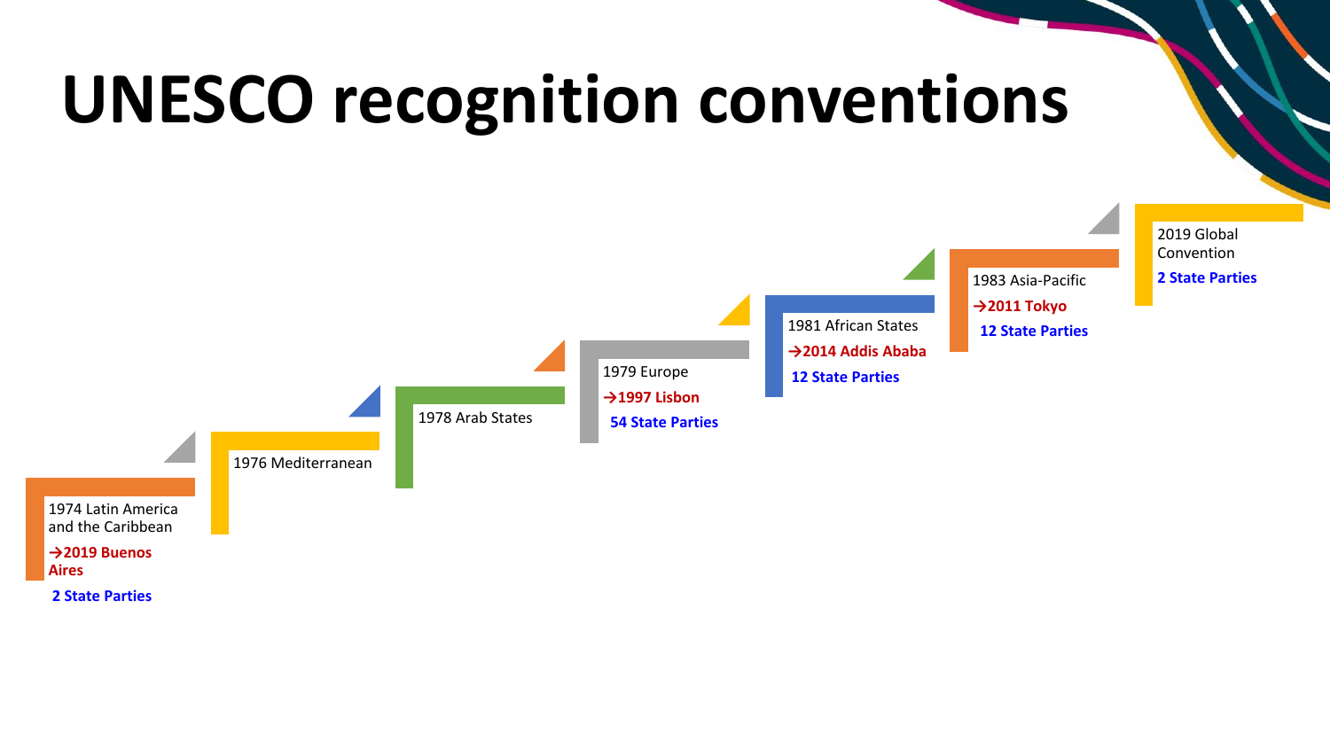# UNESCO recognition conventions

- 1974 Latin America and the Caribbean
  **→2019 Buenos Aires**
  **2 State Parties**
- 1976 Mediterranean
- 1978 Arab States
- 1979 Europe
  **→1997 Lisbon**
  **54 State Parties**
- 1981 African States
  **→2014 Addis Ababa**
  **12 State Parties**
- 1983 Asia-Pacific
  **→2011 Tokyo**
  **12 State Parties**
- 2019 Global Convention
  **2 State Parties**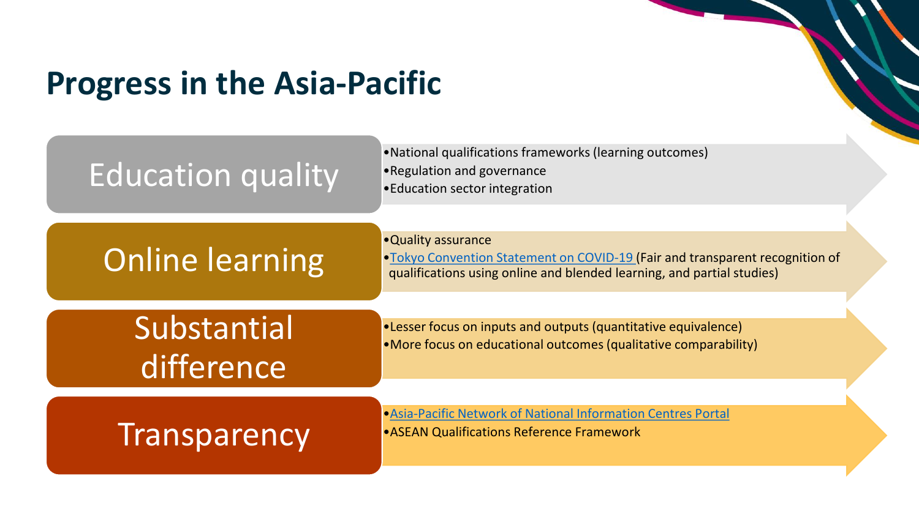# Progress in the Asia-Pacific

## Education quality

- National qualifications frameworks (learning outcomes)
- Regulation and governance
- Education sector integration

## Online learning

- Quality assurance
- Tokyo Convention Statement on COVID-19 (Fair and transparent recognition of qualifications using online and blended learning, and partial studies)

## Substantial difference

- Lesser focus on inputs and outputs (quantitative equivalence)
- More focus on educational outcomes (qualitative comparability)

## Transparency

- Asia-Pacific Network of National Information Centres Portal
- ASEAN Qualifications Reference Framework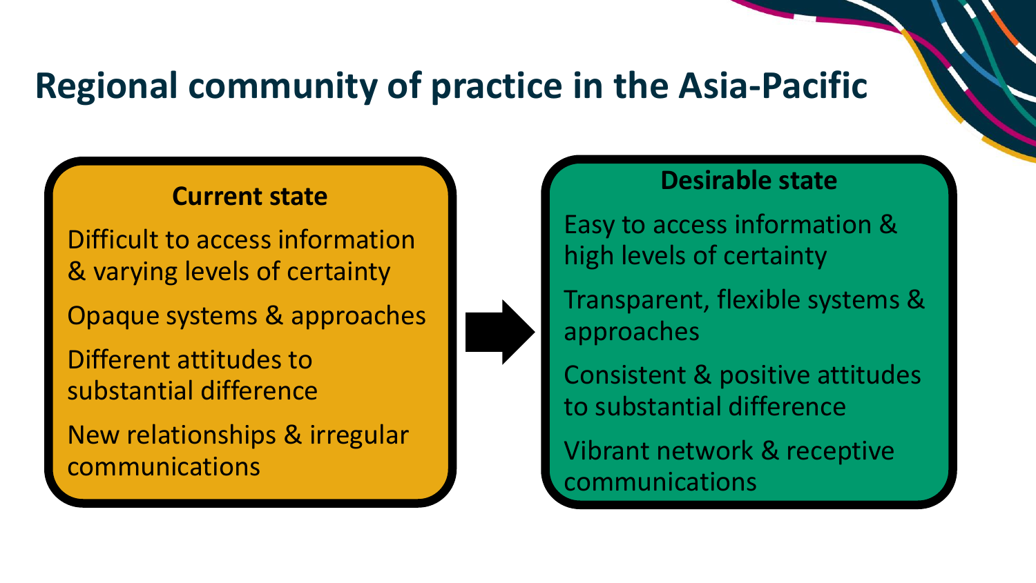# Regional community of practice in the Asia-Pacific

### Current state

- Difficult to access information & varying levels of certainty
- Opaque systems & approaches
- Different attitudes to substantial difference
- New relationships & irregular communications

### Desirable state

- Easy to access information & high levels of certainty
- Transparent, flexible systems & approaches
- Consistent & positive attitudes to substantial difference
- Vibrant network & receptive communications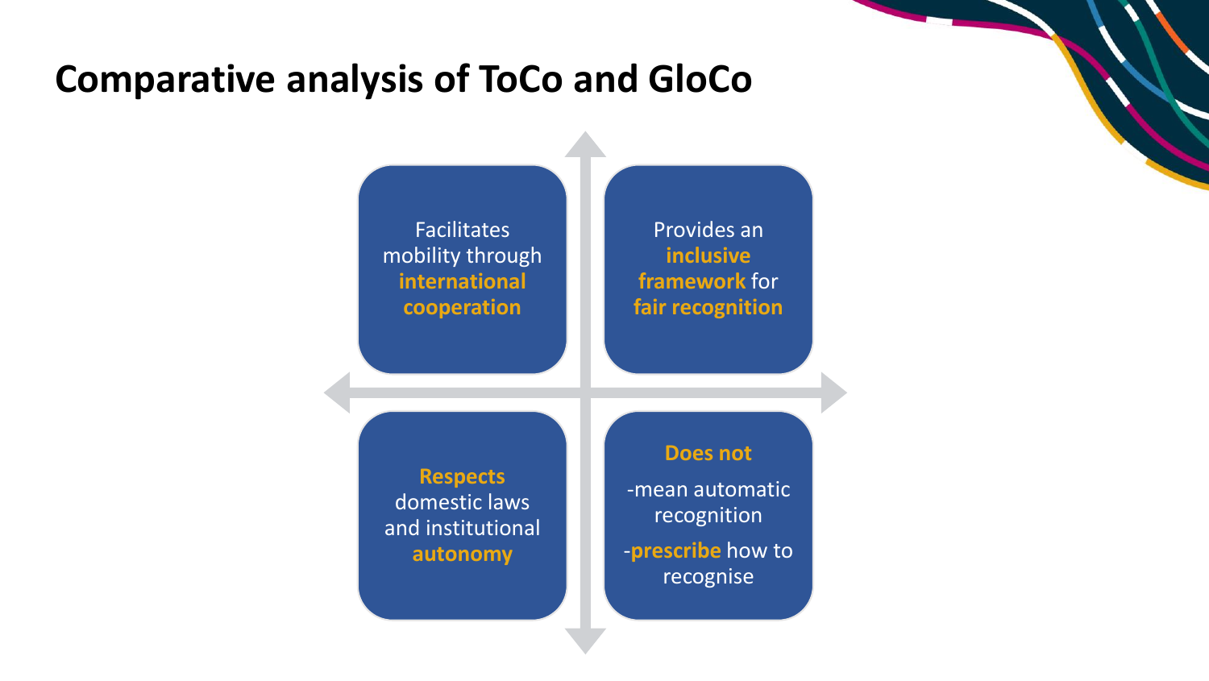# Comparative analysis of ToCo and GloCo

Facilitates mobility through **international cooperation**

Provides an **inclusive framework** for **fair recognition**

**Respects** domestic laws and institutional **autonomy**

**Does not**

- mean automatic recognition
- **prescribe** how to recognise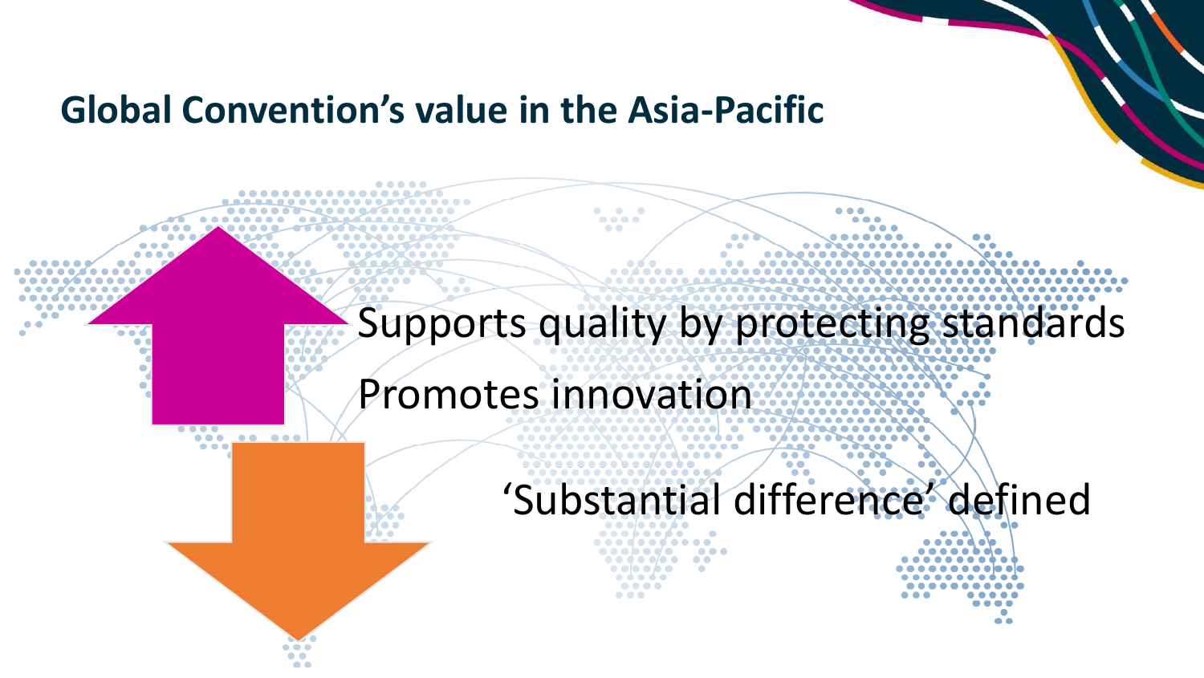# Global Convention's value in the Asia-Pacific

Supports quality by protecting standards

Promotes innovation

'Substantial difference' defined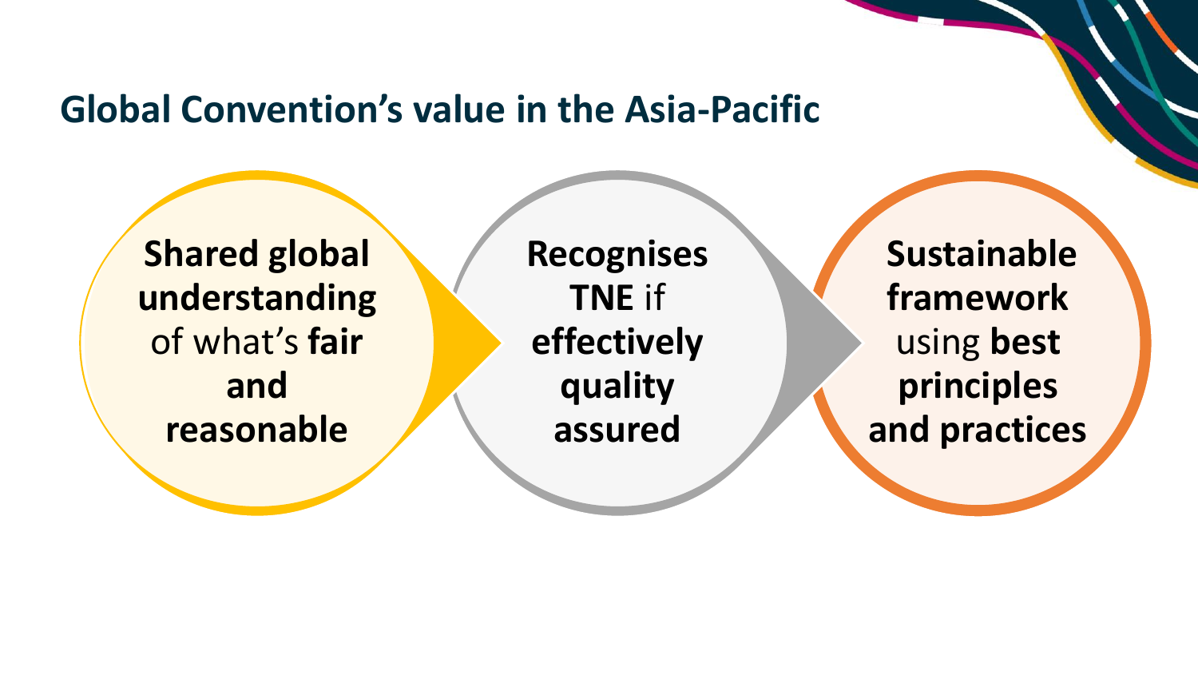## Global Convention's value in the Asia-Pacific

**Shared global understanding** of what's **fair and reasonable**

**Recognises TNE** if **effectively quality assured**

**Sustainable framework** using **best principles and practices**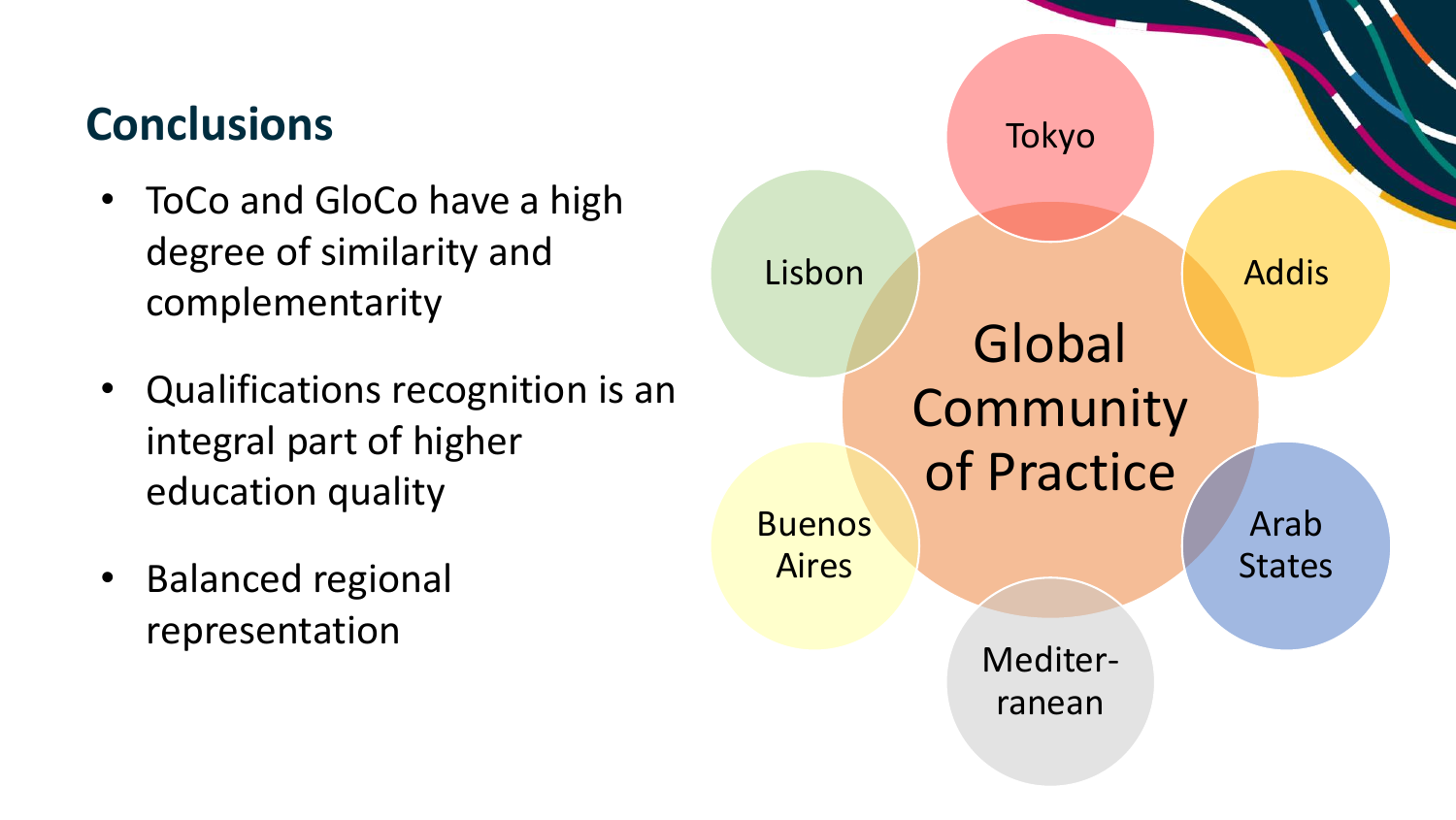## Conclusions

- ToCo and GloCo have a high degree of similarity and complementarity
- Qualifications recognition is an integral part of higher education quality
- Balanced regional representation

Global Community of Practice

Tokyo

Addis

Arab States

Mediter-ranean

Buenos Aires

Lisbon